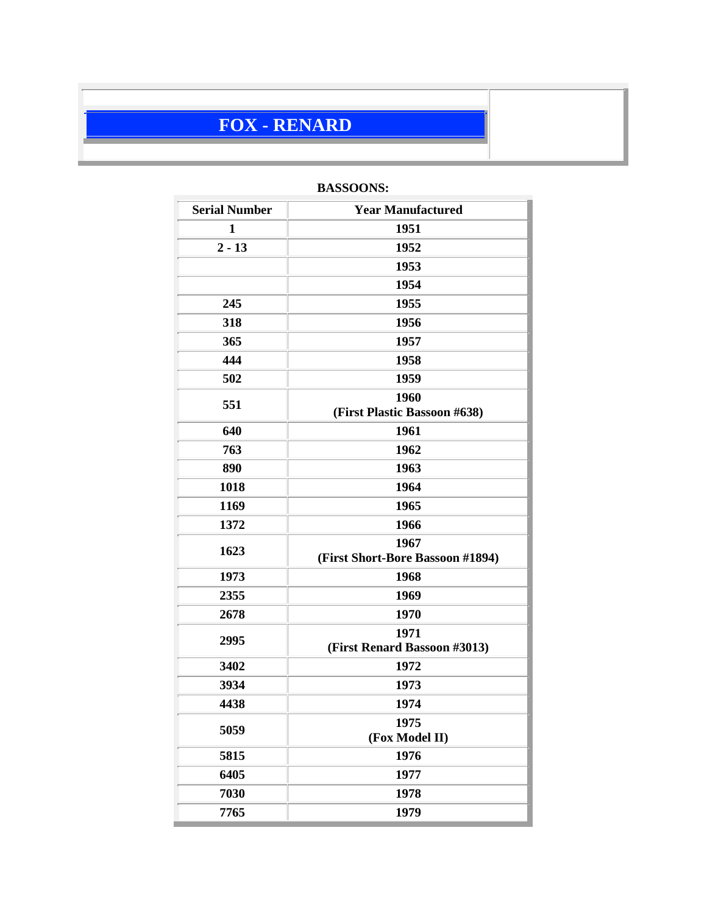# FOX - RENARD

**BASSOONS:**

| Serial Number | Year Manufactured |
|---|---|
| 1 | 1951 |
| 2 - 13 | 1952 |
| | 1953 |
| | 1954 |
| 245 | 1955 |
| 318 | 1956 |
| 365 | 1957 |
| 444 | 1958 |
| 502 | 1959 |
| 551 | 1960 (First Plastic Bassoon #638) |
| 640 | 1961 |
| 763 | 1962 |
| 890 | 1963 |
| 1018 | 1964 |
| 1169 | 1965 |
| 1372 | 1966 |
| 1623 | 1967 (First Short-Bore Bassoon #1894) |
| 1973 | 1968 |
| 2355 | 1969 |
| 2678 | 1970 |
| 2995 | 1971 (First Renard Bassoon #3013) |
| 3402 | 1972 |
| 3934 | 1973 |
| 4438 | 1974 |
| 5059 | 1975 (Fox Model II) |
| 5815 | 1976 |
| 6405 | 1977 |
| 7030 | 1978 |
| 7765 | 1979 |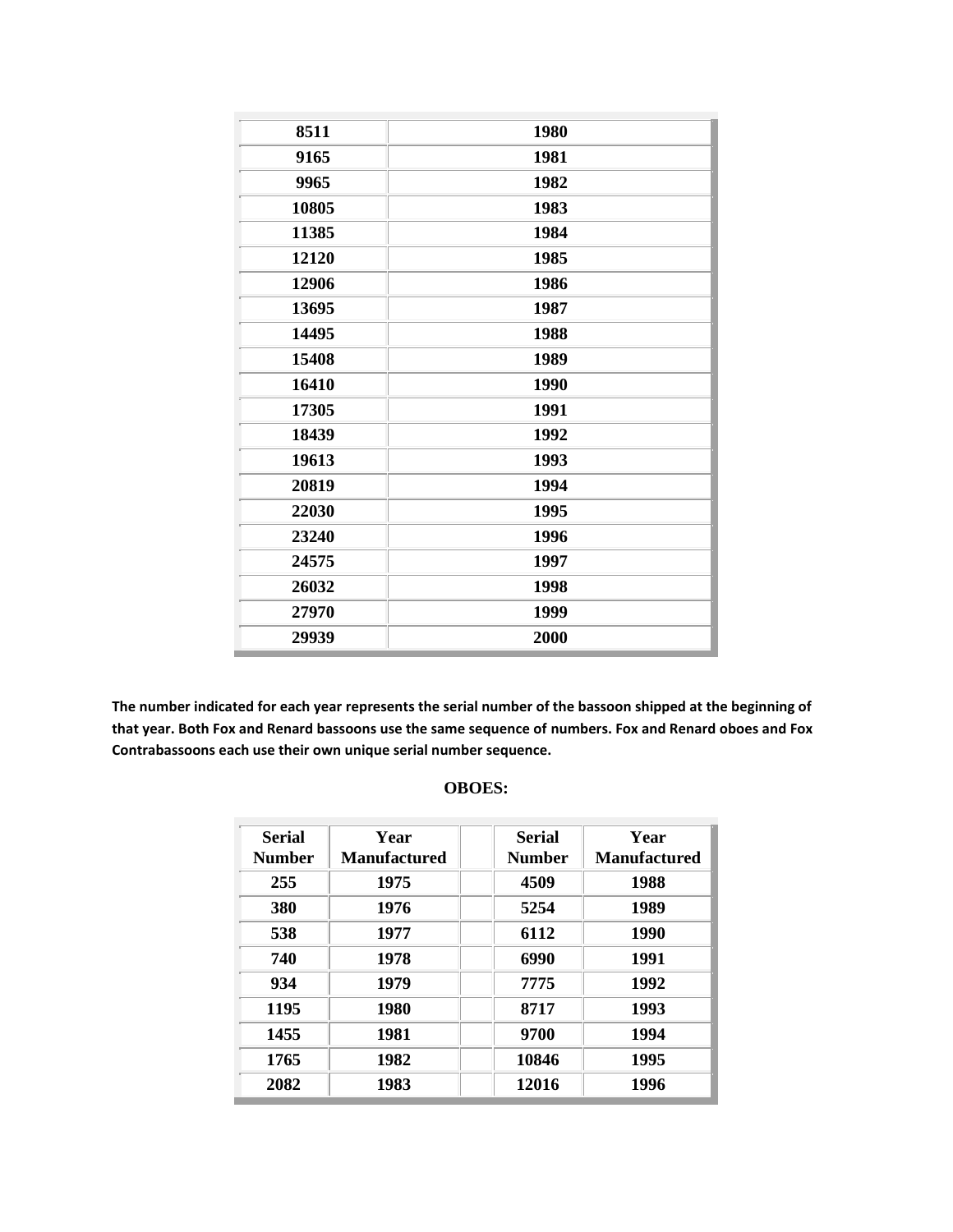| | |
|---|---|
| 8511 | 1980 |
| 9165 | 1981 |
| 9965 | 1982 |
| 10805 | 1983 |
| 11385 | 1984 |
| 12120 | 1985 |
| 12906 | 1986 |
| 13695 | 1987 |
| 14495 | 1988 |
| 15408 | 1989 |
| 16410 | 1990 |
| 17305 | 1991 |
| 18439 | 1992 |
| 19613 | 1993 |
| 20819 | 1994 |
| 22030 | 1995 |
| 23240 | 1996 |
| 24575 | 1997 |
| 26032 | 1998 |
| 27970 | 1999 |
| 29939 | 2000 |

**The number indicated for each year represents the serial number of the bassoon shipped at the beginning of that year. Both Fox and Renard bassoons use the same sequence of numbers. Fox and Renard oboes and Fox Contrabassoons each use their own unique serial number sequence.**

## OBOES:

| Serial Number | Year Manufactured | | Serial Number | Year Manufactured |
|---|---|---|---|---|
| 255 | 1975 | | 4509 | 1988 |
| 380 | 1976 | | 5254 | 1989 |
| 538 | 1977 | | 6112 | 1990 |
| 740 | 1978 | | 6990 | 1991 |
| 934 | 1979 | | 7775 | 1992 |
| 1195 | 1980 | | 8717 | 1993 |
| 1455 | 1981 | | 9700 | 1994 |
| 1765 | 1982 | | 10846 | 1995 |
| 2082 | 1983 | | 12016 | 1996 |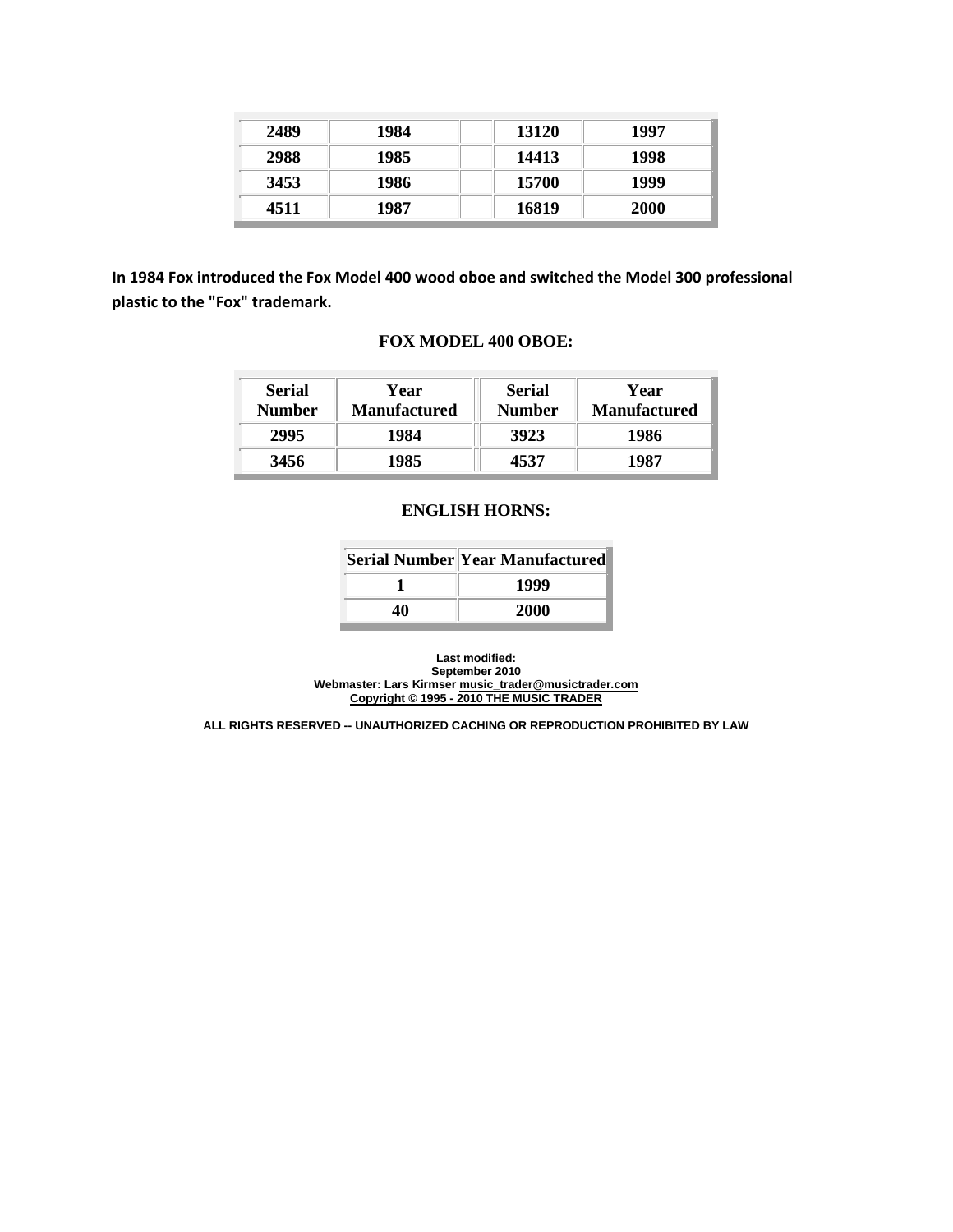| | | | | |
|---|---|---|---|---|
| 2489 | 1984 | | 13120 | 1997 |
| 2988 | 1985 | | 14413 | 1998 |
| 3453 | 1986 | | 15700 | 1999 |
| 4511 | 1987 | | 16819 | 2000 |

**In 1984 Fox introduced the Fox Model 400 wood oboe and switched the Model 300 professional plastic to the "Fox" trademark.**

## FOX MODEL 400 OBOE:

| Serial Number | Year Manufactured | Serial Number | Year Manufactured |
|---|---|---|---|
| 2995 | 1984 | 3923 | 1986 |
| 3456 | 1985 | 4537 | 1987 |

## ENGLISH HORNS:

| Serial Number | Year Manufactured |
|---|---|
| 1 | 1999 |
| 40 | 2000 |

**Last modified:**
**September 2010**
**Webmaster: Lars Kirmser music_trader@musictrader.com**
**Copyright © 1995 - 2010 THE MUSIC TRADER**

**ALL RIGHTS RESERVED -- UNAUTHORIZED CACHING OR REPRODUCTION PROHIBITED BY LAW**